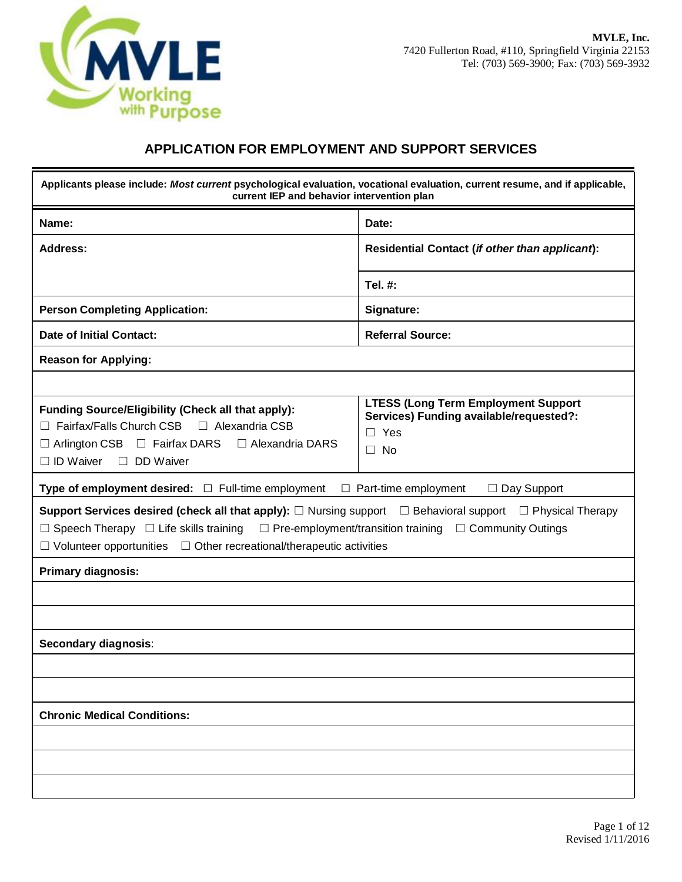**MVLE, Inc.**
7420 Fullerton Road, #110, Springfield Virginia 22153
Tel: (703) 569-3900; Fax: (703) 569-3932

## APPLICATION FOR EMPLOYMENT AND SUPPORT SERVICES

**Applicants please include: *Most current* psychological evaluation, vocational evaluation, current resume, and if applicable, current IEP and behavior intervention plan**

| | |
|---|---|
| **Name:** | **Date:** |
| **Address:** | **Residential Contact (*if other than applicant*):** |
| | **Tel. #:** |
| **Person Completing Application:** | **Signature:** |
| **Date of Initial Contact:** | **Referral Source:** |

**Reason for Applying:**

**Funding Source/Eligibility (Check all that apply):**
☐ Fairfax/Falls Church CSB ☐ Alexandria CSB
☐ Arlington CSB ☐ Fairfax DARS ☐ Alexandria DARS
☐ ID Waiver ☐ DD Waiver

**LTESS (Long Term Employment Support Services) Funding available/requested?:**
☐ Yes
☐ No

**Type of employment desired:** ☐ Full-time employment ☐ Part-time employment ☐ Day Support

**Support Services desired (check all that apply):** ☐ Nursing support ☐ Behavioral support ☐ Physical Therapy ☐ Speech Therapy ☐ Life skills training ☐ Pre-employment/transition training ☐ Community Outings ☐ Volunteer opportunities ☐ Other recreational/therapeutic activities

**Primary diagnosis:**

**Secondary diagnosis**:

**Chronic Medical Conditions:**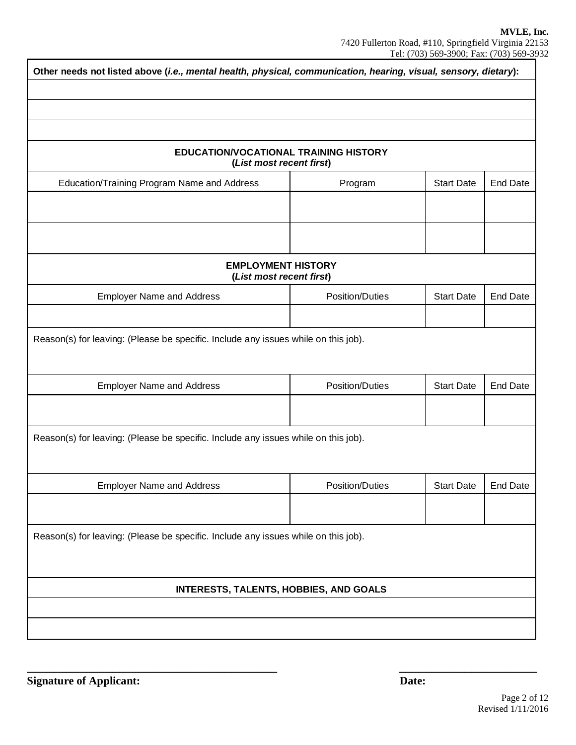**Other needs not listed above (*i.e., mental health, physical, communication, hearing, visual, sensory, dietary*):**

## EDUCATION/VOCATIONAL TRAINING HISTORY
**(*List most recent first*)**

| Education/Training Program Name and Address | Program | Start Date | End Date |
|---|---|---|---|
| | | | |
| | | | |

## EMPLOYMENT HISTORY
**(*List most recent first*)**

| Employer Name and Address | Position/Duties | Start Date | End Date |
|---|---|---|---|
| | | | |

Reason(s) for leaving: (Please be specific. Include any issues while on this job).

| Employer Name and Address | Position/Duties | Start Date | End Date |
|---|---|---|---|
| | | | |

Reason(s) for leaving: (Please be specific. Include any issues while on this job).

| Employer Name and Address | Position/Duties | Start Date | End Date |
|---|---|---|---|
| | | | |

Reason(s) for leaving: (Please be specific. Include any issues while on this job).

## INTERESTS, TALENTS, HOBBIES, AND GOALS

**Signature of Applicant:** ______________________________ **Date:** ____________________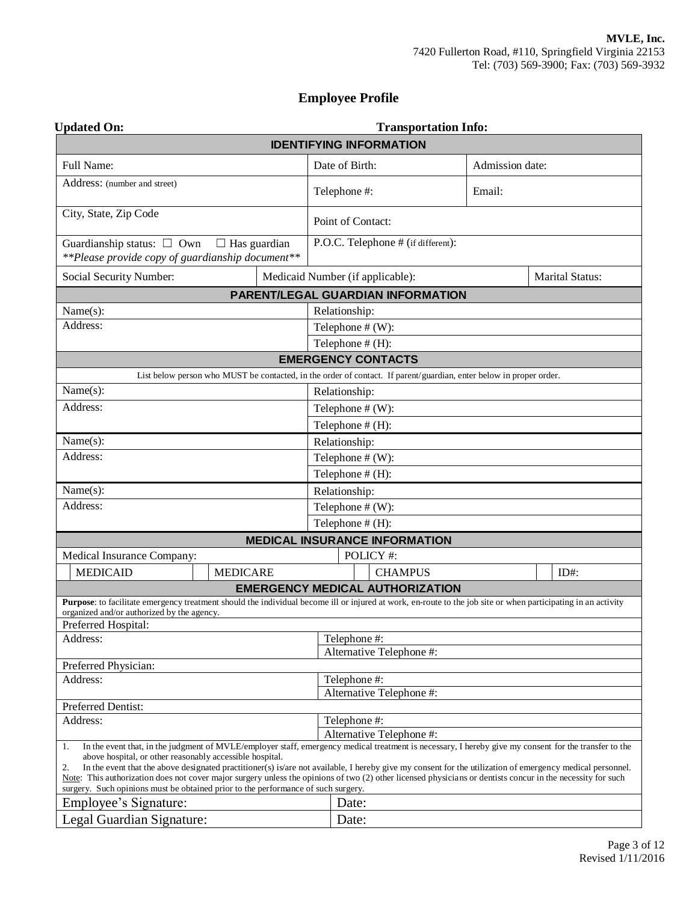**MVLE, Inc.**
7420 Fullerton Road, #110, Springfield Virginia 22153
Tel: (703) 569-3900; Fax: (703) 569-3932

# Employee Profile

**Updated On:** **Transportation Info:**

| **IDENTIFYING INFORMATION** | | |
|---|---|---|
| Full Name: | Date of Birth: | Admission date: |
| Address: (number and street) | Telephone #: | Email: |
| City, State, Zip Code | Point of Contact: | |
| Guardianship status: ☐ Own ☐ Has guardian *\*\*Please provide copy of guardianship document\*\** | P.O.C. Telephone # (if different): | |
| Social Security Number: | Medicaid Number (if applicable): | Marital Status: |

| **PARENT/LEGAL GUARDIAN INFORMATION** | |
|---|---|
| Name(s): | Relationship: |
| Address: | Telephone # (W): |
| | Telephone # (H): |

| **EMERGENCY CONTACTS** | |
|---|---|
| List below person who MUST be contacted, in the order of contact. If parent/guardian, enter below in proper order. | |
| Name(s): | Relationship: |
| Address: | Telephone # (W): |
| | Telephone # (H): |
| Name(s): | Relationship: |
| Address: | Telephone # (W): |
| | Telephone # (H): |
| Name(s): | Relationship: |
| Address: | Telephone # (W): |
| | Telephone # (H): |

| **MEDICAL INSURANCE INFORMATION** | | | | | | | |
|---|---|---|---|---|---|---|---|
| Medical Insurance Company: | | | | POLICY #: | | | |
| | MEDICAID | | MEDICARE | | CHAMPUS | | ID#: |

| **EMERGENCY MEDICAL AUTHORIZATION** | |
|---|---|
| **Purpose**: to facilitate emergency treatment should the individual become ill or injured at work, en-route to the job site or when participating in an activity organized and/or authorized by the agency. | |
| Preferred Hospital: | |
| Address: | Telephone #: |
| | Alternative Telephone #: |
| Preferred Physician: | |
| Address: | Telephone #: |
| | Alternative Telephone #: |
| Preferred Dentist: | |
| Address: | Telephone #: |
| | Alternative Telephone #: |

1. In the event that, in the judgment of MVLE/employer staff, emergency medical treatment is necessary, I hereby give my consent for the transfer to the above hospital, or other reasonably accessible hospital.
2. In the event that the above designated practitioner(s) is/are not available, I hereby give my consent for the utilization of emergency medical personnel.

Note: This authorization does not cover major surgery unless the opinions of two (2) other licensed physicians or dentists concur in the necessity for such surgery. Such opinions must be obtained prior to the performance of such surgery.

| | |
|---|---|
| Employee's Signature: | Date: |
| Legal Guardian Signature: | Date: |

Revised 1/11/2016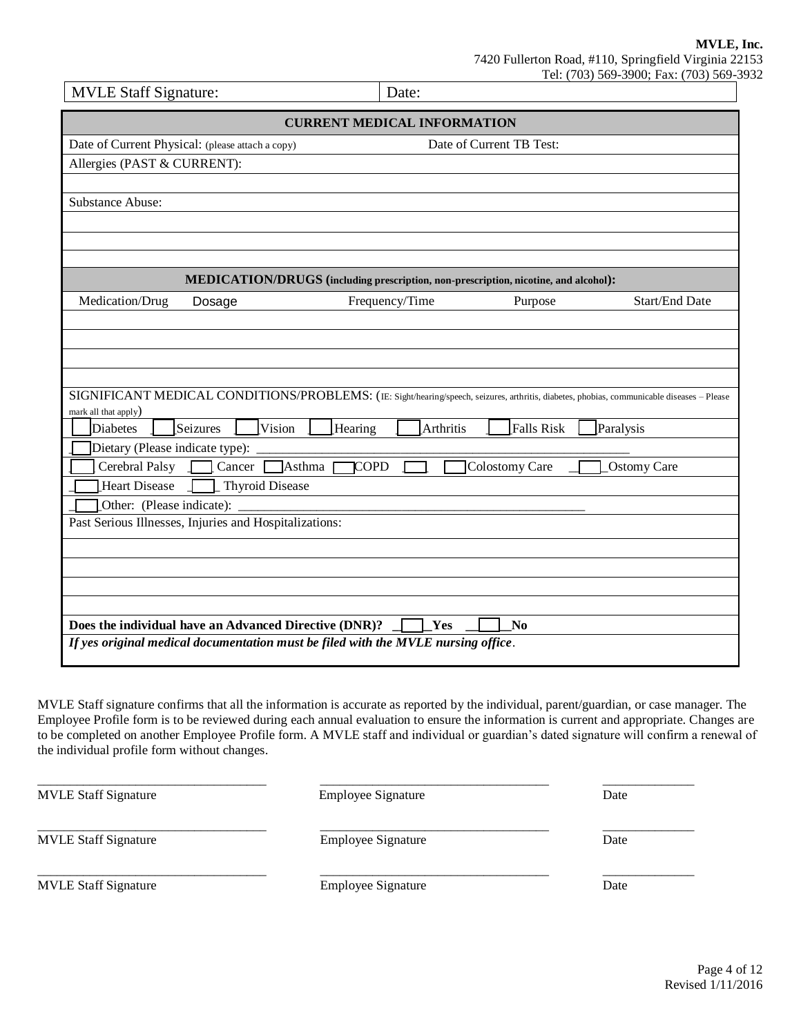**MVLE, Inc.**
7420 Fullerton Road, #110, Springfield Virginia 22153
Tel: (703) 569-3900; Fax: (703) 569-3932

| MVLE Staff Signature: | Date: |
|---|---|

## CURRENT MEDICAL INFORMATION

| Date of Current Physical: (please attach a copy) | Date of Current TB Test: |
|---|---|

Allergies (PAST & CURRENT):

Substance Abuse:

### MEDICATION/DRUGS (including prescription, non-prescription, nicotine, and alcohol):

| Medication/Drug | Dosage | Frequency/Time | Purpose | Start/End Date |
|---|---|---|---|---|
| | | | | |
| | | | | |
| | | | | |
| | | | | |

SIGNIFICANT MEDICAL CONDITIONS/PROBLEMS: (IE: Sight/hearing/speech, seizures, arthritis, diabetes, phobias, communicable diseases – Please mark all that apply)

☐ Diabetes ☐ Seizures ☐ Vision ☐ Hearing ☐ Arthritis ☐ Falls Risk ☐ Paralysis

☐ Dietary (Please indicate type): ____________________

☐ Cerebral Palsy ☐ Cancer ☐ Asthma ☐ COPD ☐ ☐ Colostomy Care ☐ Ostomy Care

☐ Heart Disease ☐ Thyroid Disease

☐ Other: (Please indicate): ____________________

Past Serious Illnesses, Injuries and Hospitalizations:

**Does the individual have an Advanced Directive (DNR)?** ☐ **Yes** ☐ **No**

***If yes original medical documentation must be filed with the MVLE nursing office.***

MVLE Staff signature confirms that all the information is accurate as reported by the individual, parent/guardian, or case manager. The Employee Profile form is to be reviewed during each annual evaluation to ensure the information is current and appropriate. Changes are to be completed on another Employee Profile form. A MVLE staff and individual or guardian's dated signature will confirm a renewal of the individual profile form without changes.

| MVLE Staff Signature | Employee Signature | Date |
|---|---|---|
| MVLE Staff Signature | Employee Signature | Date |
| MVLE Staff Signature | Employee Signature | Date |

Revised 1/11/2016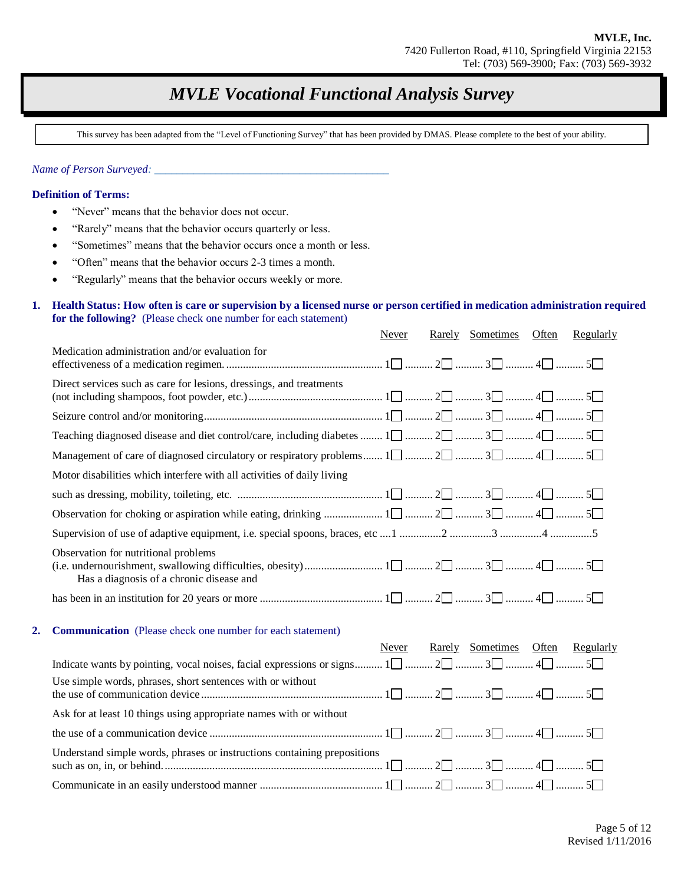MVLE, Inc.
7420 Fullerton Road, #110, Springfield Virginia 22153
Tel: (703) 569-3900; Fax: (703) 569-3932

# *MVLE Vocational Functional Analysis Survey*

This survey has been adapted from the "Level of Functioning Survey" that has been provided by DMAS. Please complete to the best of your ability.

*Name of Person Surveyed:* ___________________________________________

**Definition of Terms:**

- "Never" means that the behavior does not occur.
- "Rarely" means that the behavior occurs quarterly or less.
- "Sometimes" means that the behavior occurs once a month or less.
- "Often" means that the behavior occurs 2-3 times a month.
- "Regularly" means that the behavior occurs weekly or more.

**1. Health Status: How often is care or supervision by a licensed nurse or person certified in medication administration required for the following?** (Please check one number for each statement)

| | Never | Rarely | Sometimes | Often | Regularly |
|---|---|---|---|---|---|
| Medication administration and/or evaluation for effectiveness of a medication regimen. | 1☐ | 2☐ | 3☐ | 4☐ | 5☐ |
| Direct services such as care for lesions, dressings, and treatments (not including shampoos, foot powder, etc.) | 1☐ | 2☐ | 3☐ | 4☐ | 5☐ |
| Seizure control and/or monitoring | 1☐ | 2☐ | 3☐ | 4☐ | 5☐ |
| Teaching diagnosed disease and diet control/care, including diabetes | 1☐ | 2☐ | 3☐ | 4☐ | 5☐ |
| Management of care of diagnosed circulatory or respiratory problems | 1☐ | 2☐ | 3☐ | 4☐ | 5☐ |
| Motor disabilities which interfere with all activities of daily living such as dressing, mobility, toileting, etc. | 1☐ | 2☐ | 3☐ | 4☐ | 5☐ |
| Observation for choking or aspiration while eating, drinking | 1☐ | 2☐ | 3☐ | 4☐ | 5☐ |
| Supervision of use of adaptive equipment, i.e. special spoons, braces, etc | 1 | 2 | 3 | 4 | 5 |
| Observation for nutritional problems (i.e. undernourishment, swallowing difficulties, obesity) | 1☐ | 2☐ | 3☐ | 4☐ | 5☐ |
| Has a diagnosis of a chronic disease and has been in an institution for 20 years or more | 1☐ | 2☐ | 3☐ | 4☐ | 5☐ |

**2. Communication** (Please check one number for each statement)

| | Never | Rarely | Sometimes | Often | Regularly |
|---|---|---|---|---|---|
| Indicate wants by pointing, vocal noises, facial expressions or signs | 1☐ | 2☐ | 3☐ | 4☐ | 5☐ |
| Use simple words, phrases, short sentences with or without the use of communication device | 1☐ | 2☐ | 3☐ | 4☐ | 5☐ |
| Ask for at least 10 things using appropriate names with or without the use of a communication device | 1☐ | 2☐ | 3☐ | 4☐ | 5☐ |
| Understand simple words, phrases or instructions containing prepositions such as on, in, or behind. | 1☐ | 2☐ | 3☐ | 4☐ | 5☐ |
| Communicate in an easily understood manner | 1☐ | 2☐ | 3☐ | 4☐ | 5☐ |

Revised 1/11/2016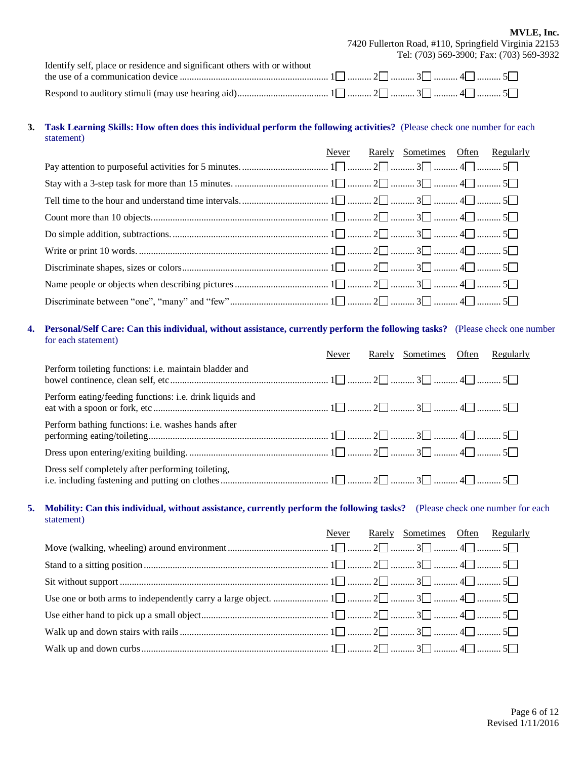| | | | | | |
|---|---|---|---|---|---|
| Identify self, place or residence and significant others with or without the use of a communication device | 1☐ | 2☐ | 3☐ | 4☐ | 5☐ |
| Respond to auditory stimuli (may use hearing aid) | 1☐ | 2☐ | 3☐ | 4☐ | 5☐ |

3. **Task Learning Skills: How often does this individual perform the following activities?** (Please check one number for each statement)

| | Never | Rarely | Sometimes | Often | Regularly |
|---|---|---|---|---|---|
| Pay attention to purposeful activities for 5 minutes. | 1☐ | 2☐ | 3☐ | 4☐ | 5☐ |
| Stay with a 3-step task for more than 15 minutes. | 1☐ | 2☐ | 3☐ | 4☐ | 5☐ |
| Tell time to the hour and understand time intervals. | 1☐ | 2☐ | 3☐ | 4☐ | 5☐ |
| Count more than 10 objects. | 1☐ | 2☐ | 3☐ | 4☐ | 5☐ |
| Do simple addition, subtractions. | 1☐ | 2☐ | 3☐ | 4☐ | 5☐ |
| Write or print 10 words. | 1☐ | 2☐ | 3☐ | 4☐ | 5☐ |
| Discriminate shapes, sizes or colors | 1☐ | 2☐ | 3☐ | 4☐ | 5☐ |
| Name people or objects when describing pictures | 1☐ | 2☐ | 3☐ | 4☐ | 5☐ |
| Discriminate between "one", "many" and "few" | 1☐ | 2☐ | 3☐ | 4☐ | 5☐ |

4. **Personal/Self Care: Can this individual, without assistance, currently perform the following tasks?** (Please check one number for each statement)

| | Never | Rarely | Sometimes | Often | Regularly |
|---|---|---|---|---|---|
| Perform toileting functions: i.e. maintain bladder and bowel continence, clean self, etc | 1☐ | 2☐ | 3☐ | 4☐ | 5☐ |
| Perform eating/feeding functions: i.e. drink liquids and eat with a spoon or fork, etc | 1☐ | 2☐ | 3☐ | 4☐ | 5☐ |
| Perform bathing functions: i.e. washes hands after performing eating/toileting | 1☐ | 2☐ | 3☐ | 4☐ | 5☐ |
| Dress upon entering/exiting building. | 1☐ | 2☐ | 3☐ | 4☐ | 5☐ |
| Dress self completely after performing toileting, i.e. including fastening and putting on clothes | 1☐ | 2☐ | 3☐ | 4☐ | 5☐ |

5. **Mobility: Can this individual, without assistance, currently perform the following tasks?** (Please check one number for each statement)

| | Never | Rarely | Sometimes | Often | Regularly |
|---|---|---|---|---|---|
| Move (walking, wheeling) around environment | 1☐ | 2☐ | 3☐ | 4☐ | 5☐ |
| Stand to a sitting position | 1☐ | 2☐ | 3☐ | 4☐ | 5☐ |
| Sit without support | 1☐ | 2☐ | 3☐ | 4☐ | 5☐ |
| Use one or both arms to independently carry a large object. | 1☐ | 2☐ | 3☐ | 4☐ | 5☐ |
| Use either hand to pick up a small object | 1☐ | 2☐ | 3☐ | 4☐ | 5☐ |
| Walk up and down stairs with rails | 1☐ | 2☐ | 3☐ | 4☐ | 5☐ |
| Walk up and down curbs | 1☐ | 2☐ | 3☐ | 4☐ | 5☐ |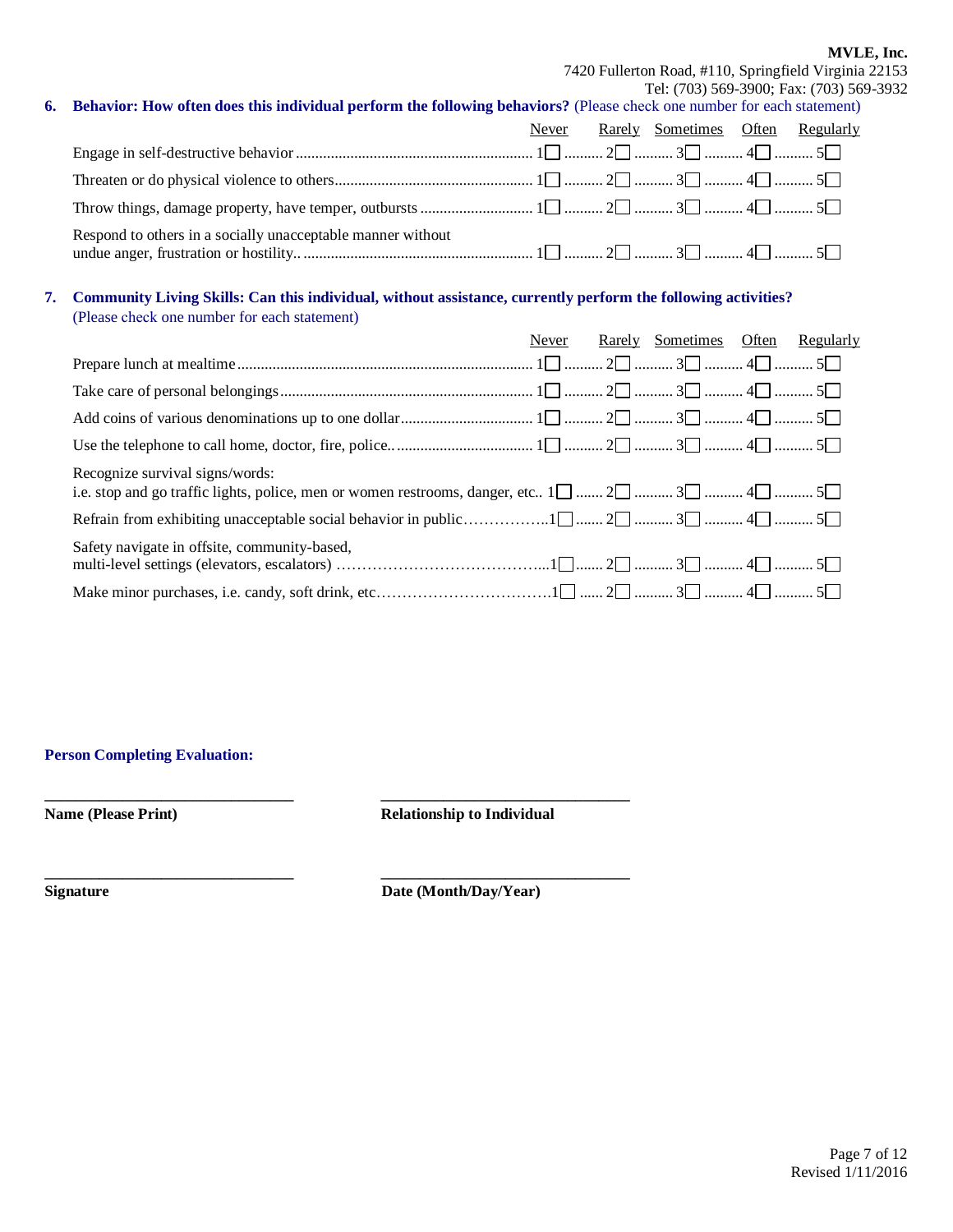**MVLE, Inc.**
7420 Fullerton Road, #110, Springfield Virginia 22153
Tel: (703) 569-3900; Fax: (703) 569-3932

**6. Behavior: How often does this individual perform the following behaviors?** (Please check one number for each statement)

| | Never | Rarely | Sometimes | Often | Regularly |
|---|---|---|---|---|---|
| Engage in self-destructive behavior | 1☐ | 2☐ | 3☐ | 4☐ | 5☐ |
| Threaten or do physical violence to others | 1☐ | 2☐ | 3☐ | 4☐ | 5☐ |
| Throw things, damage property, have temper, outbursts | 1☐ | 2☐ | 3☐ | 4☐ | 5☐ |
| Respond to others in a socially unacceptable manner without undue anger, frustration or hostility.. | 1☐ | 2☐ | 3☐ | 4☐ | 5☐ |

**7. Community Living Skills: Can this individual, without assistance, currently perform the following activities?**
(Please check one number for each statement)

| | Never | Rarely | Sometimes | Often | Regularly |
|---|---|---|---|---|---|
| Prepare lunch at mealtime | 1☐ | 2☐ | 3☐ | 4☐ | 5☐ |
| Take care of personal belongings | 1☐ | 2☐ | 3☐ | 4☐ | 5☐ |
| Add coins of various denominations up to one dollar | 1☐ | 2☐ | 3☐ | 4☐ | 5☐ |
| Use the telephone to call home, doctor, fire, police.. | 1☐ | 2☐ | 3☐ | 4☐ | 5☐ |
| Recognize survival signs/words: i.e. stop and go traffic lights, police, men or women restrooms, danger, etc.. | 1☐ | 2☐ | 3☐ | 4☐ | 5☐ |
| Refrain from exhibiting unacceptable social behavior in public | 1☐ | 2☐ | 3☐ | 4☐ | 5☐ |
| Safety navigate in offsite, community-based, multi-level settings (elevators, escalators) | 1☐ | 2☐ | 3☐ | 4☐ | 5☐ |
| Make minor purchases, i.e. candy, soft drink, etc | 1☐ | 2☐ | 3☐ | 4☐ | 5☐ |

**Person Completing Evaluation:**

______________________________ &nbsp;&nbsp;&nbsp;&nbsp; ______________________________
**Name (Please Print)** &nbsp;&nbsp;&nbsp;&nbsp; **Relationship to Individual**

______________________________ &nbsp;&nbsp;&nbsp;&nbsp; ______________________________
**Signature** &nbsp;&nbsp;&nbsp;&nbsp; **Date (Month/Day/Year)**

Revised 1/11/2016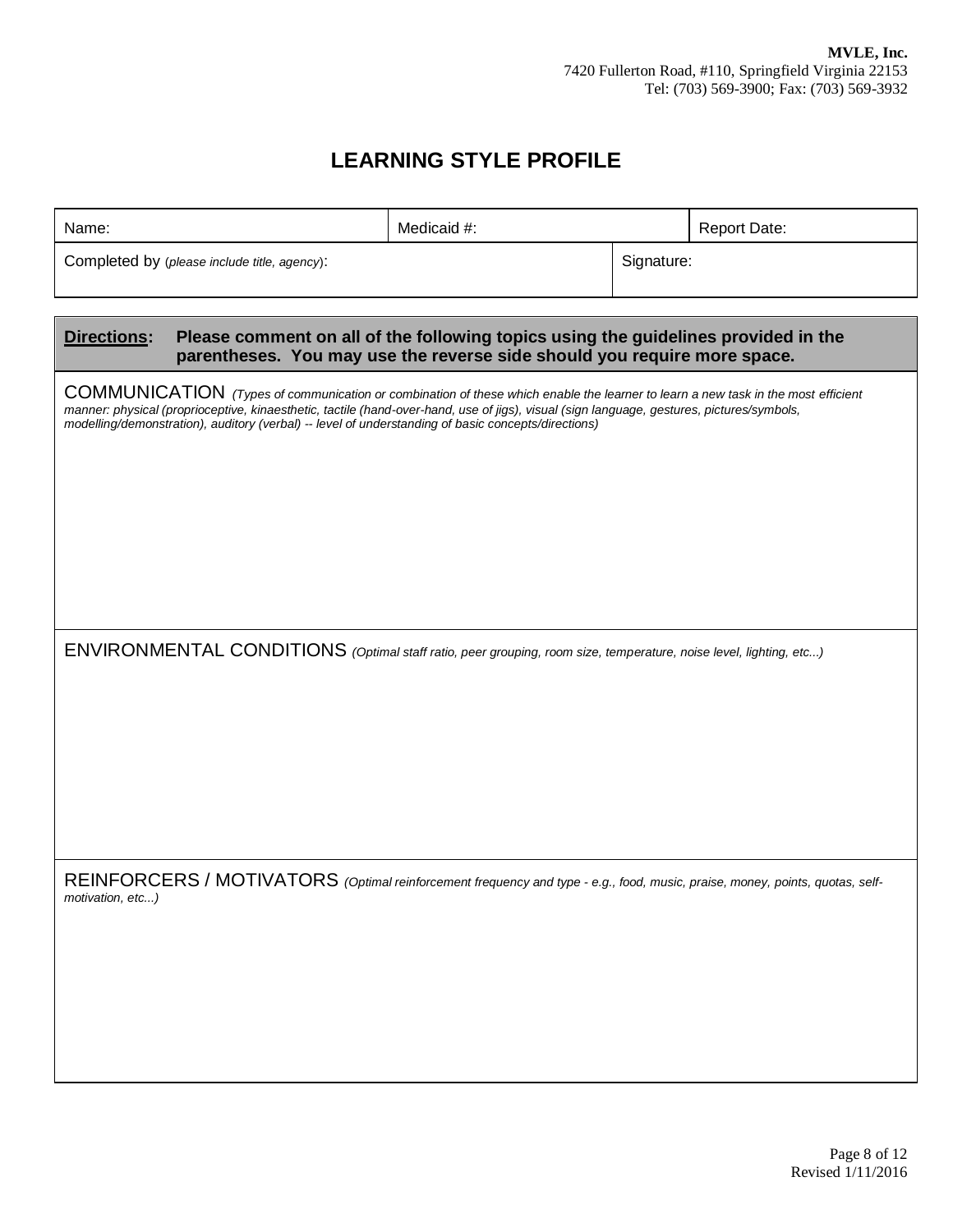**MVLE, Inc.**
7420 Fullerton Road, #110, Springfield Virginia 22153
Tel: (703) 569-3900; Fax: (703) 569-3932

# LEARNING STYLE PROFILE

| Name: | Medicaid #: | Report Date: |
|---|---|---|
| Completed by (*please include title, agency*): | Signature: | |

**Directions: Please comment on all of the following topics using the guidelines provided in the parentheses. You may use the reverse side should you require more space.**

COMMUNICATION *(Types of communication or combination of these which enable the learner to learn a new task in the most efficient manner: physical (proprioceptive, kinaesthetic, tactile (hand-over-hand, use of jigs), visual (sign language, gestures, pictures/symbols, modelling/demonstration), auditory (verbal) -- level of understanding of basic concepts/directions)*

ENVIRONMENTAL CONDITIONS *(Optimal staff ratio, peer grouping, room size, temperature, noise level, lighting, etc...)*

REINFORCERS / MOTIVATORS *(Optimal reinforcement frequency and type - e.g., food, music, praise, money, points, quotas, self-motivation, etc...)*

Revised 1/11/2016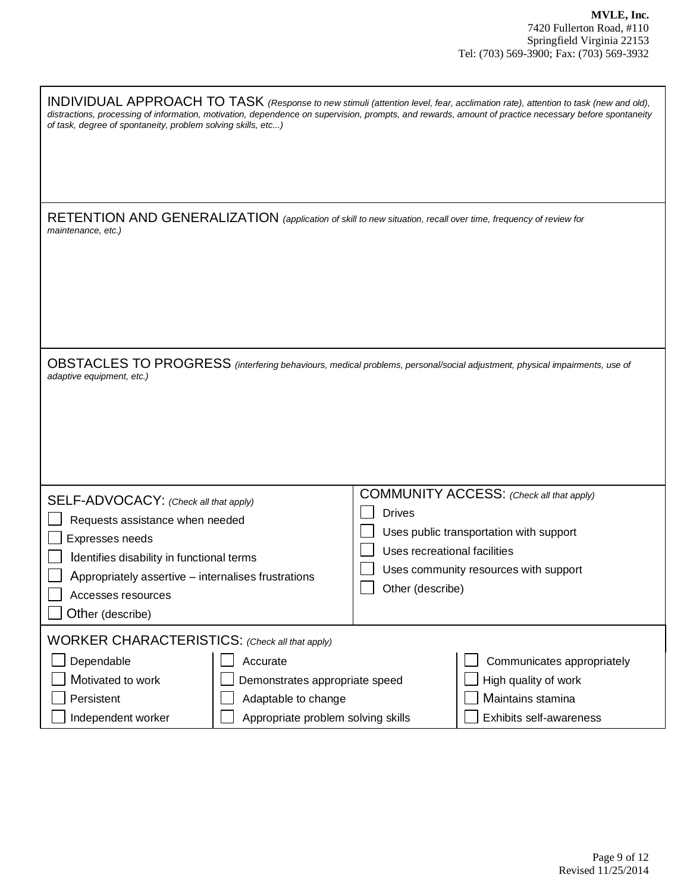**MVLE, Inc.**
7420 Fullerton Road, #110
Springfield Virginia 22153
Tel: (703) 569-3900; Fax: (703) 569-3932

INDIVIDUAL APPROACH TO TASK *(Response to new stimuli (attention level, fear, acclimation rate), attention to task (new and old), distractions, processing of information, motivation, dependence on supervision, prompts, and rewards, amount of practice necessary before spontaneity of task, degree of spontaneity, problem solving skills, etc...)*

RETENTION AND GENERALIZATION *(application of skill to new situation, recall over time, frequency of review for maintenance, etc.)*

OBSTACLES TO PROGRESS *(interfering behaviours, medical problems, personal/social adjustment, physical impairments, use of adaptive equipment, etc.)*

SELF-ADVOCACY: *(Check all that apply)*

- ☐ Requests assistance when needed
- ☐ Expresses needs
- ☐ Identifies disability in functional terms
- ☐ Appropriately assertive – internalises frustrations
- ☐ Accesses resources
- ☐ Other (describe)

COMMUNITY ACCESS: *(Check all that apply)*

- ☐ Drives
- ☐ Uses public transportation with support
- ☐ Uses recreational facilities
- ☐ Uses community resources with support
- ☐ Other (describe)

WORKER CHARACTERISTICS: *(Check all that apply)*

| | | |
|---|---|---|
| ☐ Dependable | ☐ Accurate | ☐ Communicates appropriately |
| ☐ Motivated to work | ☐ Demonstrates appropriate speed | ☐ High quality of work |
| ☐ Persistent | ☐ Adaptable to change | ☐ Maintains stamina |
| ☐ Independent worker | ☐ Appropriate problem solving skills | ☐ Exhibits self-awareness |

Revised 11/25/2014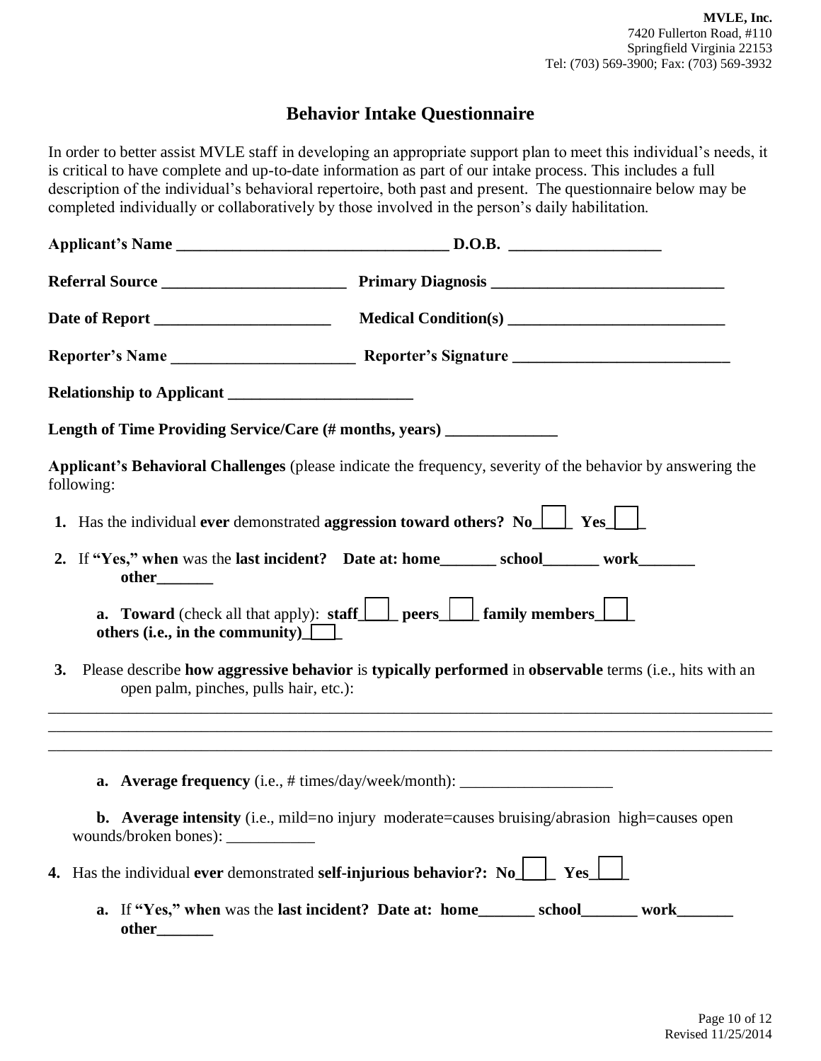MVLE, Inc.
7420 Fullerton Road, #110
Springfield Virginia 22153
Tel: (703) 569-3900; Fax: (703) 569-3932

# Behavior Intake Questionnaire

In order to better assist MVLE staff in developing an appropriate support plan to meet this individual's needs, it is critical to have complete and up-to-date information as part of our intake process. This includes a full description of the individual's behavioral repertoire, both past and present. The questionnaire below may be completed individually or collaboratively by those involved in the person's daily habilitation.

**Applicant's Name** __________________________________ **D.O.B.** ___________________

**Referral Source** _______________________ **Primary Diagnosis** _____________________________

**Date of Report** ______________________ **Medical Condition(s)** ___________________________

**Reporter's Name** _______________________ **Reporter's Signature** ___________________________

**Relationship to Applicant** _______________________

**Length of Time Providing Service/Care (# months, years)** ______________

**Applicant's Behavioral Challenges** (please indicate the frequency, severity of the behavior by answering the following:

1. Has the individual **ever** demonstrated **aggression toward others? No**☐ **Yes**☐

2. If **"Yes," when** was the **last incident? Date at: home_______ school_______ work_______ other_______**

   a. **Toward** (check all that apply): **staff**☐ **peers**☐ **family members**☐ **others (i.e., in the community)**☐

3. Please describe **how aggressive behavior** is **typically performed** in **observable** terms (i.e., hits with an open palm, pinches, pulls hair, etc.):

_____________________________________________________________________________________
_____________________________________________________________________________________
_____________________________________________________________________________________

   a. **Average frequency** (i.e., # times/day/week/month): ___________________

   b. **Average intensity** (i.e., mild=no injury moderate=causes bruising/abrasion high=causes open wounds/broken bones): ___________

4. Has the individual **ever** demonstrated **self-injurious behavior?: No**☐ **Yes**☐

   a. If **"Yes," when** was the **last incident? Date at: home_______ school_______ work_______ other_______**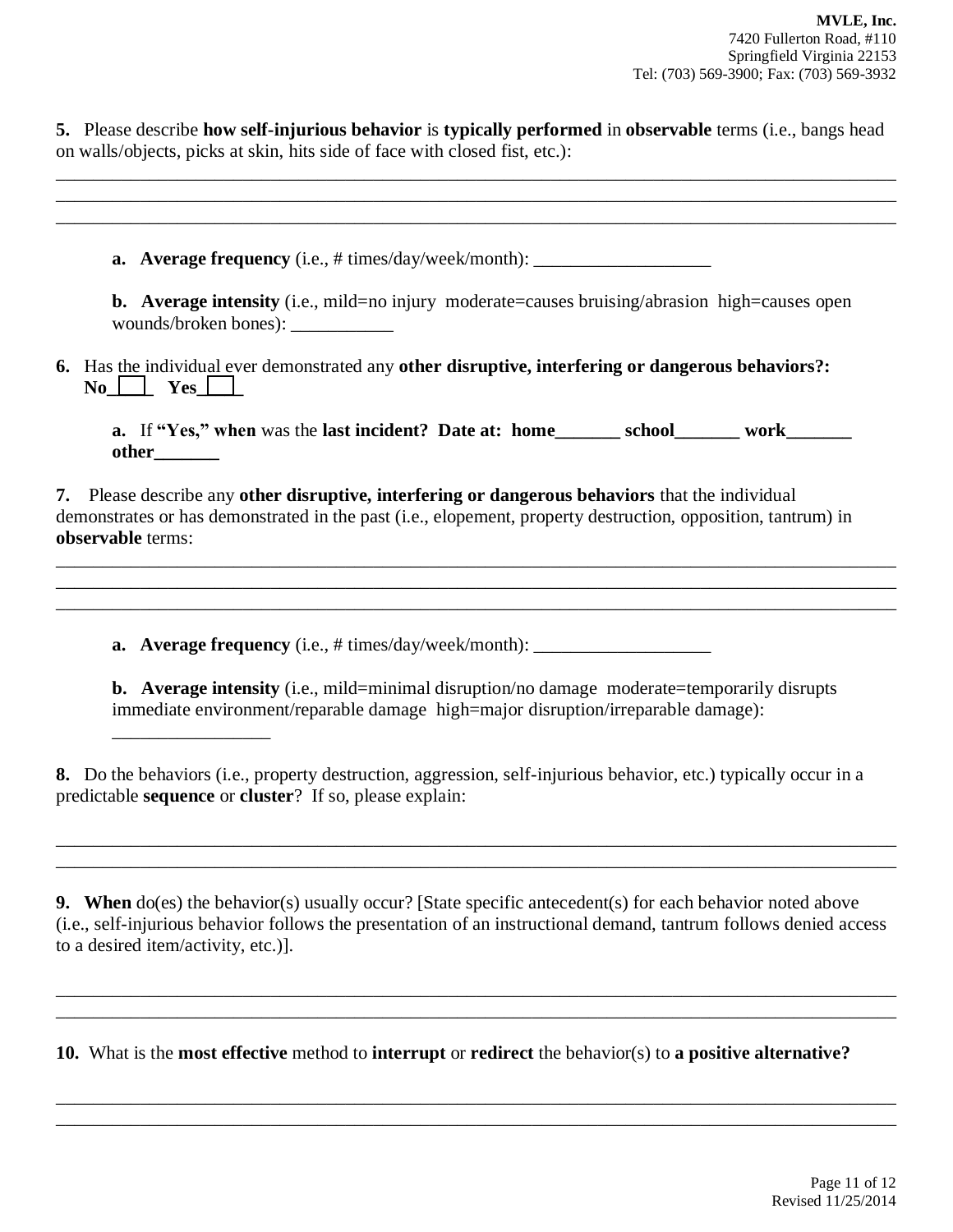**MVLE, Inc.**
7420 Fullerton Road, #110
Springfield Virginia 22153
Tel: (703) 569-3900; Fax: (703) 569-3932

**5.** Please describe **how self-injurious behavior** is **typically performed** in **observable** terms (i.e., bangs head on walls/objects, picks at skin, hits side of face with closed fist, etc.):

_______________________________________________________________________________________
_______________________________________________________________________________________
_______________________________________________________________________________________

**a. Average frequency** (i.e., # times/day/week/month): ___________________

**b. Average intensity** (i.e., mild=no injury moderate=causes bruising/abrasion high=causes open wounds/broken bones): ___________

**6.** Has the individual ever demonstrated any **other disruptive, interfering or dangerous behaviors?:**
**No**____ **Yes**____

**a.** If **"Yes," when** was the **last incident? Date at: home_______ school_______ work_______ other_______**

**7.** Please describe any **other disruptive, interfering or dangerous behaviors** that the individual demonstrates or has demonstrated in the past (i.e., elopement, property destruction, opposition, tantrum) in **observable** terms:

_______________________________________________________________________________________
_______________________________________________________________________________________
_______________________________________________________________________________________

**a. Average frequency** (i.e., # times/day/week/month): ___________________

**b. Average intensity** (i.e., mild=minimal disruption/no damage moderate=temporarily disrupts immediate environment/reparable damage high=major disruption/irreparable damage): _________________

**8.** Do the behaviors (i.e., property destruction, aggression, self-injurious behavior, etc.) typically occur in a predictable **sequence** or **cluster**? If so, please explain:

_______________________________________________________________________________________
_______________________________________________________________________________________

**9. When** do(es) the behavior(s) usually occur? [State specific antecedent(s) for each behavior noted above (i.e., self-injurious behavior follows the presentation of an instructional demand, tantrum follows denied access to a desired item/activity, etc.)].

_______________________________________________________________________________________
_______________________________________________________________________________________

**10.** What is the **most effective** method to **interrupt** or **redirect** the behavior(s) to **a positive alternative?**

_______________________________________________________________________________________
_______________________________________________________________________________________

Revised 11/25/2014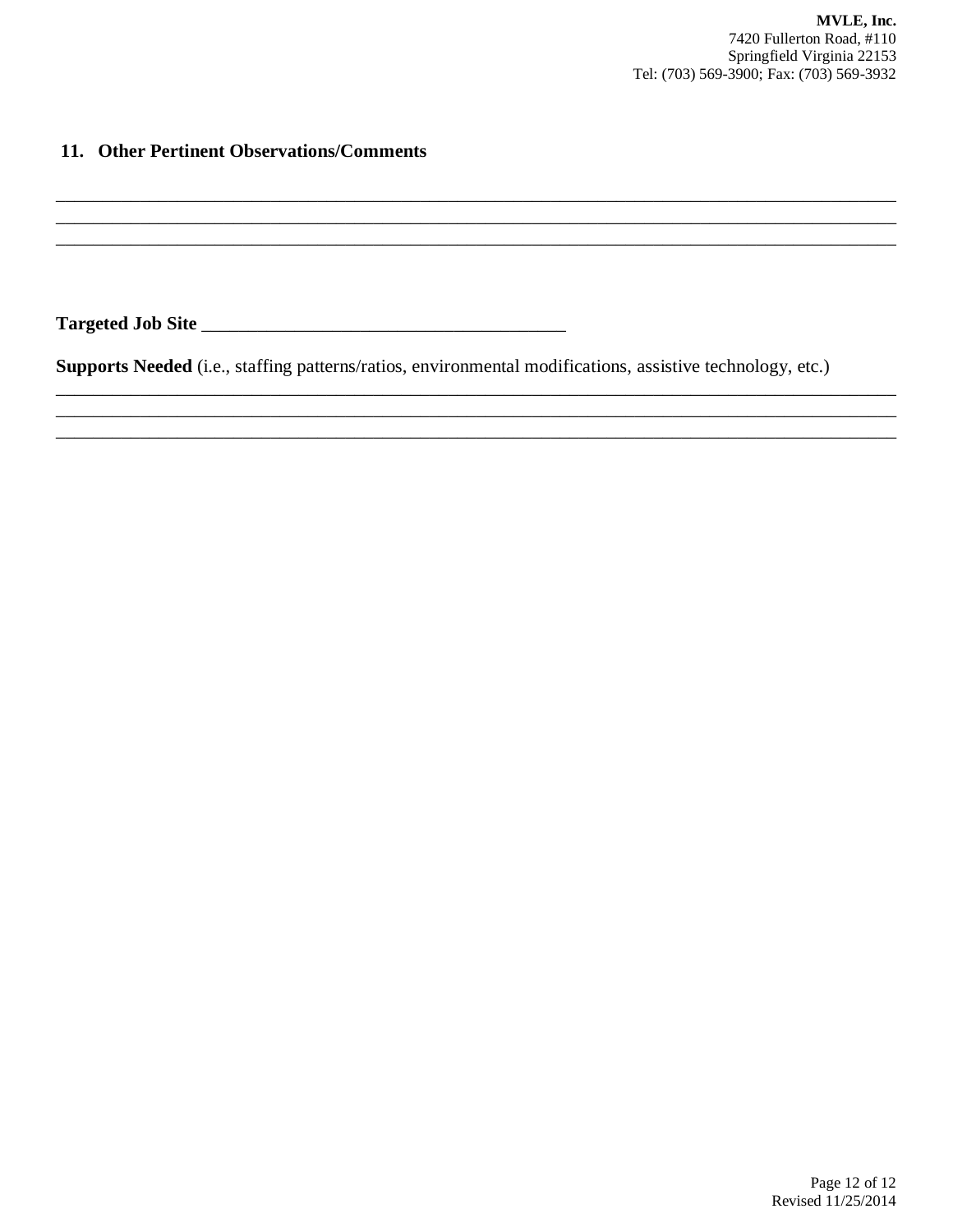## 11. Other Pertinent Observations/Comments

______________________________________________________________________________
______________________________________________________________________________
______________________________________________________________________________

**Targeted Job Site** ________________________________________

**Supports Needed** (i.e., staffing patterns/ratios, environmental modifications, assistive technology, etc.)

______________________________________________________________________________
______________________________________________________________________________
______________________________________________________________________________